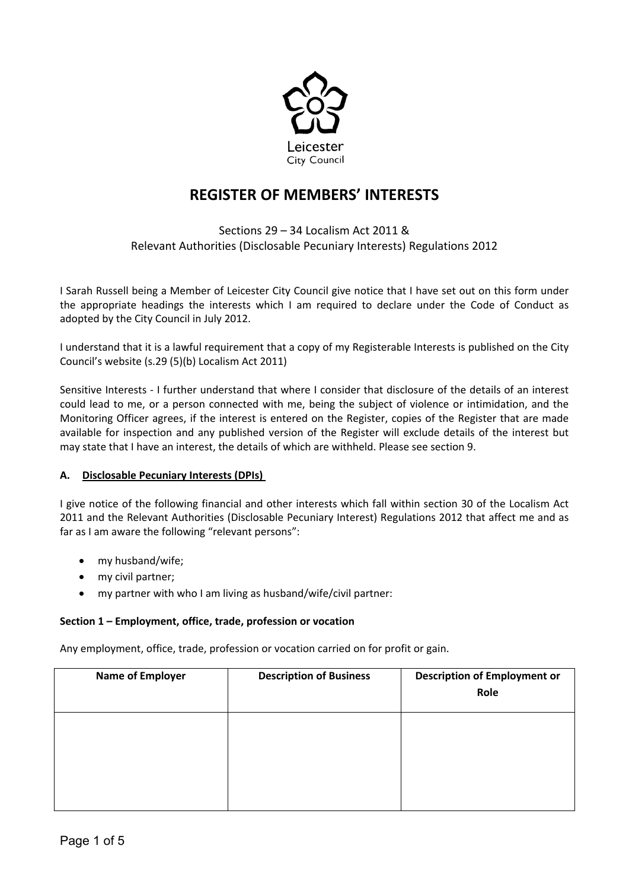Leicester
City Council

# REGISTER OF MEMBERS' INTERESTS

Sections 29 – 34 Localism Act 2011 &
Relevant Authorities (Disclosable Pecuniary Interests) Regulations 2012

I Sarah Russell being a Member of Leicester City Council give notice that I have set out on this form under the appropriate headings the interests which I am required to declare under the Code of Conduct as adopted by the City Council in July 2012.

I understand that it is a lawful requirement that a copy of my Registerable Interests is published on the City Council's website (s.29 (5)(b) Localism Act 2011)

Sensitive Interests - I further understand that where I consider that disclosure of the details of an interest could lead to me, or a person connected with me, being the subject of violence or intimidation, and the Monitoring Officer agrees, if the interest is entered on the Register, copies of the Register that are made available for inspection and any published version of the Register will exclude details of the interest but may state that I have an interest, the details of which are withheld. Please see section 9.

## A. Disclosable Pecuniary Interests (DPIs)

I give notice of the following financial and other interests which fall within section 30 of the Localism Act 2011 and the Relevant Authorities (Disclosable Pecuniary Interest) Regulations 2012 that affect me and as far as I am aware the following "relevant persons":

- my husband/wife;
- my civil partner;
- my partner with who I am living as husband/wife/civil partner:

### Section 1 – Employment, office, trade, profession or vocation

Any employment, office, trade, profession or vocation carried on for profit or gain.

| Name of Employer | Description of Business | Description of Employment or Role |
|---|---|---|
| | | |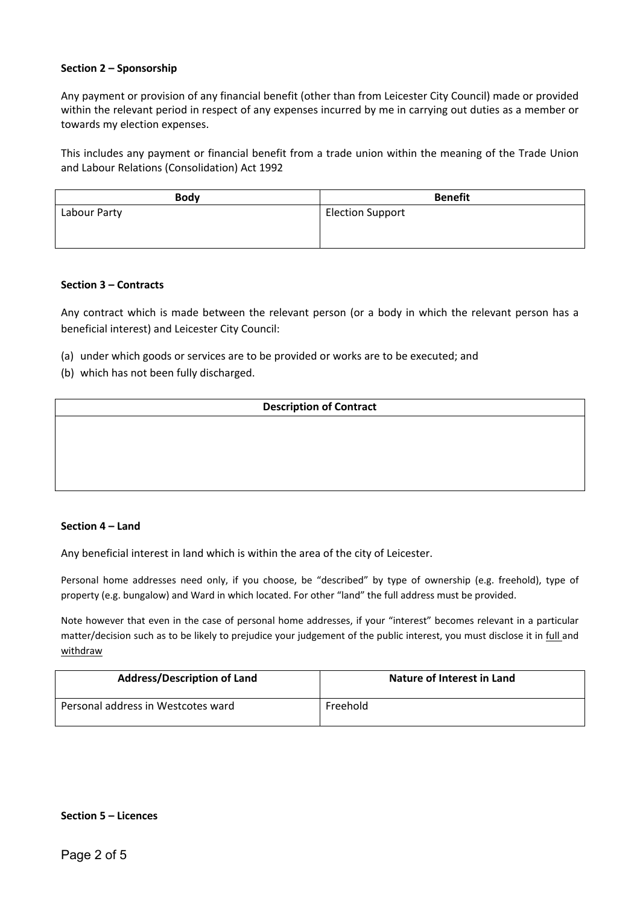**Section 2 – Sponsorship**

Any payment or provision of any financial benefit (other than from Leicester City Council) made or provided within the relevant period in respect of any expenses incurred by me in carrying out duties as a member or towards my election expenses.

This includes any payment or financial benefit from a trade union within the meaning of the Trade Union and Labour Relations (Consolidation) Act 1992

| Body | Benefit |
|---|---|
| Labour Party | Election Support |

**Section 3 – Contracts**

Any contract which is made between the relevant person (or a body in which the relevant person has a beneficial interest) and Leicester City Council:

(a) under which goods or services are to be provided or works are to be executed; and
(b) which has not been fully discharged.

| Description of Contract |
|---|
| |

**Section 4 – Land**

Any beneficial interest in land which is within the area of the city of Leicester.

Personal home addresses need only, if you choose, be “described” by type of ownership (e.g. freehold), type of property (e.g. bungalow) and Ward in which located. For other “land” the full address must be provided.

Note however that even in the case of personal home addresses, if your “interest” becomes relevant in a particular matter/decision such as to be likely to prejudice your judgement of the public interest, you must disclose it in full and withdraw

| Address/Description of Land | Nature of Interest in Land |
|---|---|
| Personal address in Westcotes ward | Freehold |

**Section 5 – Licences**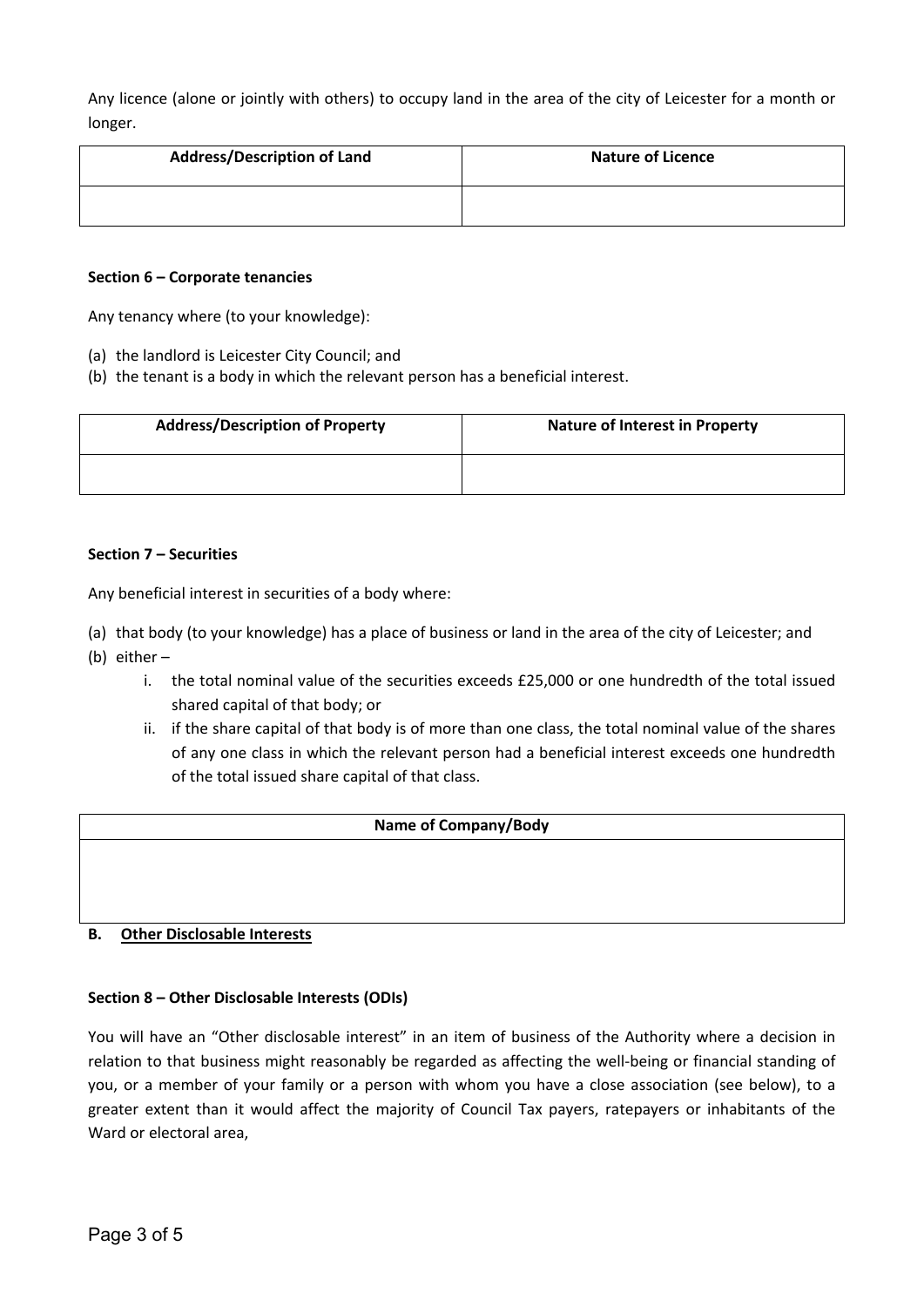Any licence (alone or jointly with others) to occupy land in the area of the city of Leicester for a month or longer.

| Address/Description of Land | Nature of Licence |
| --- | --- |
| | |

**Section 6 – Corporate tenancies**

Any tenancy where (to your knowledge):

(a) the landlord is Leicester City Council; and
(b) the tenant is a body in which the relevant person has a beneficial interest.

| Address/Description of Property | Nature of Interest in Property |
| --- | --- |
| | |

**Section 7 – Securities**

Any beneficial interest in securities of a body where:

(a) that body (to your knowledge) has a place of business or land in the area of the city of Leicester; and
(b) either –
   i. the total nominal value of the securities exceeds £25,000 or one hundredth of the total issued shared capital of that body; or
   ii. if the share capital of that body is of more than one class, the total nominal value of the shares of any one class in which the relevant person had a beneficial interest exceeds one hundredth of the total issued share capital of that class.

| Name of Company/Body |
| --- |
| |

**B. <u>Other Disclosable Interests</u>**

**Section 8 – Other Disclosable Interests (ODIs)**

You will have an "Other disclosable interest" in an item of business of the Authority where a decision in relation to that business might reasonably be regarded as affecting the well-being or financial standing of you, or a member of your family or a person with whom you have a close association (see below), to a greater extent than it would affect the majority of Council Tax payers, ratepayers or inhabitants of the Ward or electoral area,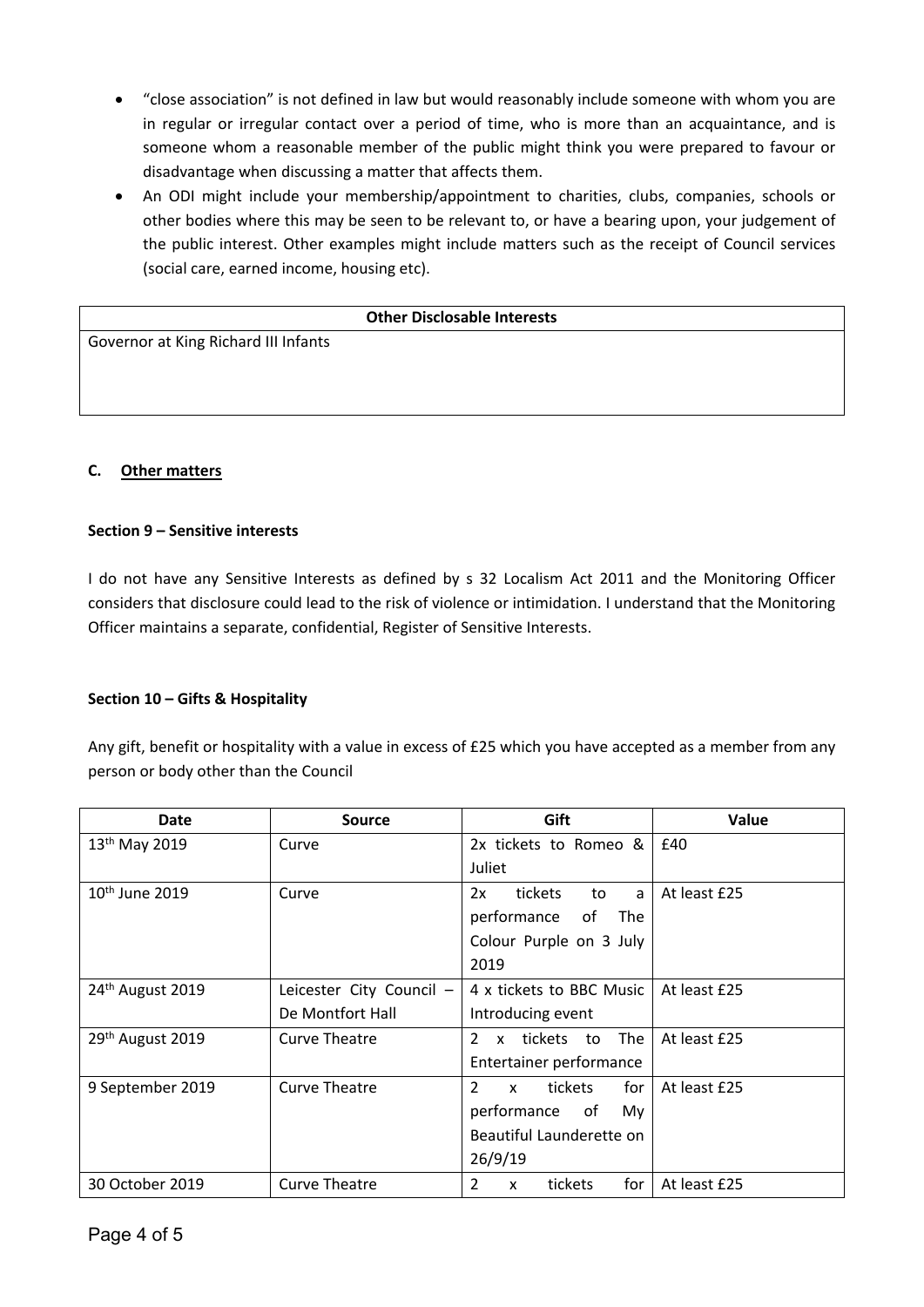- "close association" is not defined in law but would reasonably include someone with whom you are in regular or irregular contact over a period of time, who is more than an acquaintance, and is someone whom a reasonable member of the public might think you were prepared to favour or disadvantage when discussing a matter that affects them.
- An ODI might include your membership/appointment to charities, clubs, companies, schools or other bodies where this may be seen to be relevant to, or have a bearing upon, your judgement of the public interest. Other examples might include matters such as the receipt of Council services (social care, earned income, housing etc).

| Other Disclosable Interests |
|---|
| Governor at King Richard III Infants |

## C. Other matters

### Section 9 – Sensitive interests

I do not have any Sensitive Interests as defined by s 32 Localism Act 2011 and the Monitoring Officer considers that disclosure could lead to the risk of violence or intimidation. I understand that the Monitoring Officer maintains a separate, confidential, Register of Sensitive Interests.

### Section 10 – Gifts & Hospitality

Any gift, benefit or hospitality with a value in excess of £25 which you have accepted as a member from any person or body other than the Council

| Date | Source | Gift | Value |
|---|---|---|---|
| 13th May 2019 | Curve | 2x tickets to Romeo & Juliet | £40 |
| 10th June 2019 | Curve | 2x tickets to a performance of The Colour Purple on 3 July 2019 | At least £25 |
| 24th August 2019 | Leicester City Council – De Montfort Hall | 4 x tickets to BBC Music Introducing event | At least £25 |
| 29th August 2019 | Curve Theatre | 2 x tickets to The Entertainer performance | At least £25 |
| 9 September 2019 | Curve Theatre | 2 x tickets for performance of My Beautiful Launderette on 26/9/19 | At least £25 |
| 30 October 2019 | Curve Theatre | 2 x tickets for | At least £25 |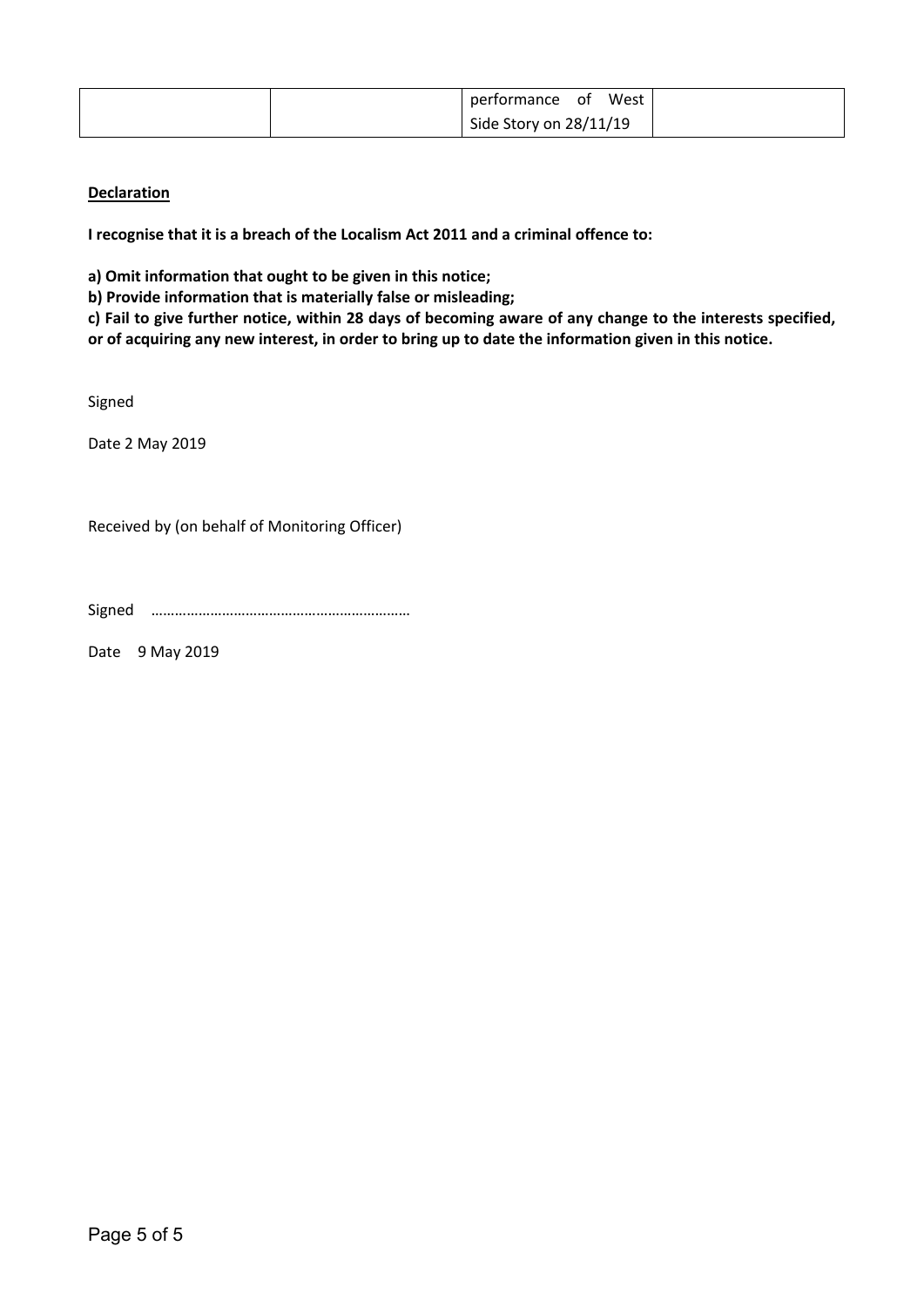| | | | |
|---|---|---|---|
| | | performance of West Side Story on 28/11/19 | |

**Declaration**

**I recognise that it is a breach of the Localism Act 2011 and a criminal offence to:**

**a) Omit information that ought to be given in this notice;**
**b) Provide information that is materially false or misleading;**
**c) Fail to give further notice, within 28 days of becoming aware of any change to the interests specified, or of acquiring any new interest, in order to bring up to date the information given in this notice.**

Signed

Date 2 May 2019

Received by (on behalf of Monitoring Officer)

Signed ………………………………………………………

Date 9 May 2019